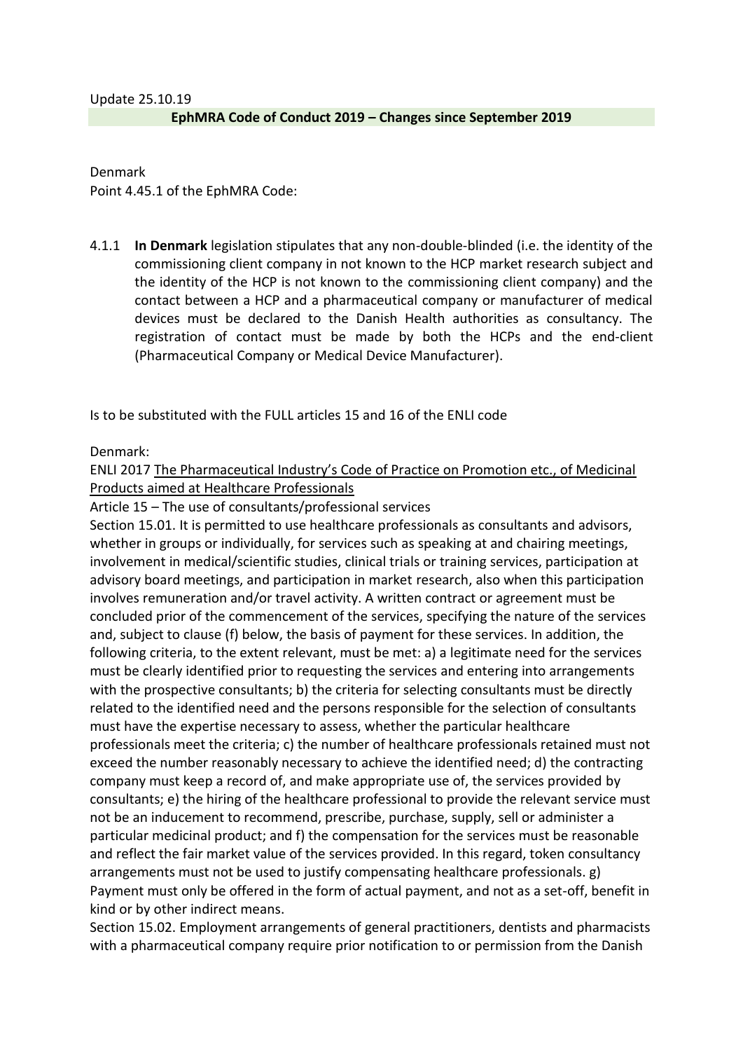Update 25.10.19

**EphMRA Code of Conduct 2019 – Changes since September 2019**

Denmark
Point 4.45.1 of the EphMRA Code:

4.1.1 **In Denmark** legislation stipulates that any non-double-blinded (i.e. the identity of the commissioning client company in not known to the HCP market research subject and the identity of the HCP is not known to the commissioning client company) and the contact between a HCP and a pharmaceutical company or manufacturer of medical devices must be declared to the Danish Health authorities as consultancy. The registration of contact must be made by both the HCPs and the end-client (Pharmaceutical Company or Medical Device Manufacturer).

Is to be substituted with the FULL articles 15 and 16 of the ENLI code

Denmark:
ENLI 2017 The Pharmaceutical Industry's Code of Practice on Promotion etc., of Medicinal Products aimed at Healthcare Professionals
Article 15 – The use of consultants/professional services
Section 15.01. It is permitted to use healthcare professionals as consultants and advisors, whether in groups or individually, for services such as speaking at and chairing meetings, involvement in medical/scientific studies, clinical trials or training services, participation at advisory board meetings, and participation in market research, also when this participation involves remuneration and/or travel activity. A written contract or agreement must be concluded prior of the commencement of the services, specifying the nature of the services and, subject to clause (f) below, the basis of payment for these services. In addition, the following criteria, to the extent relevant, must be met: a) a legitimate need for the services must be clearly identified prior to requesting the services and entering into arrangements with the prospective consultants; b) the criteria for selecting consultants must be directly related to the identified need and the persons responsible for the selection of consultants must have the expertise necessary to assess, whether the particular healthcare professionals meet the criteria; c) the number of healthcare professionals retained must not exceed the number reasonably necessary to achieve the identified need; d) the contracting company must keep a record of, and make appropriate use of, the services provided by consultants; e) the hiring of the healthcare professional to provide the relevant service must not be an inducement to recommend, prescribe, purchase, supply, sell or administer a particular medicinal product; and f) the compensation for the services must be reasonable and reflect the fair market value of the services provided. In this regard, token consultancy arrangements must not be used to justify compensating healthcare professionals. g) Payment must only be offered in the form of actual payment, and not as a set-off, benefit in kind or by other indirect means.
Section 15.02. Employment arrangements of general practitioners, dentists and pharmacists with a pharmaceutical company require prior notification to or permission from the Danish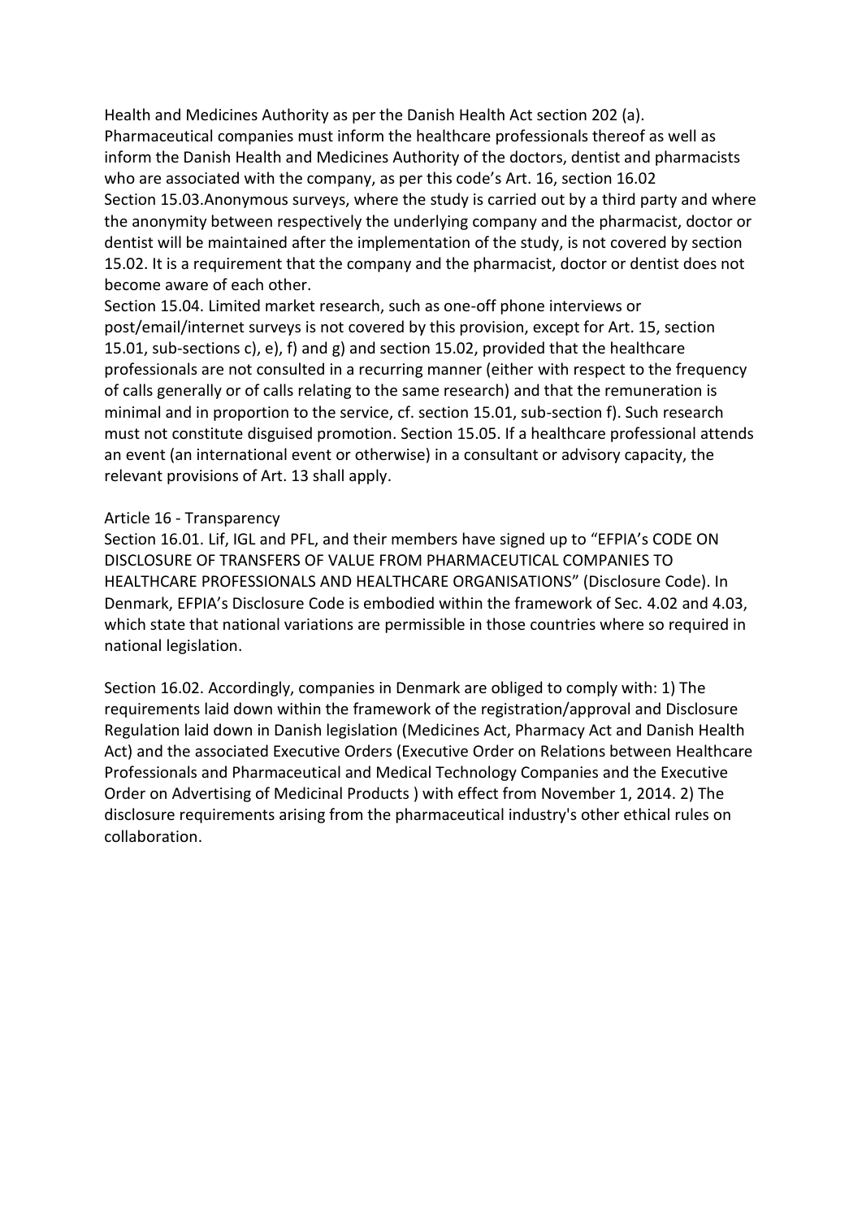Health and Medicines Authority as per the Danish Health Act section 202 (a). Pharmaceutical companies must inform the healthcare professionals thereof as well as inform the Danish Health and Medicines Authority of the doctors, dentist and pharmacists who are associated with the company, as per this code's Art. 16, section 16.02

Section 15.03.Anonymous surveys, where the study is carried out by a third party and where the anonymity between respectively the underlying company and the pharmacist, doctor or dentist will be maintained after the implementation of the study, is not covered by section 15.02. It is a requirement that the company and the pharmacist, doctor or dentist does not become aware of each other.

Section 15.04. Limited market research, such as one-off phone interviews or post/email/internet surveys is not covered by this provision, except for Art. 15, section 15.01, sub-sections c), e), f) and g) and section 15.02, provided that the healthcare professionals are not consulted in a recurring manner (either with respect to the frequency of calls generally or of calls relating to the same research) and that the remuneration is minimal and in proportion to the service, cf. section 15.01, sub-section f). Such research must not constitute disguised promotion. Section 15.05. If a healthcare professional attends an event (an international event or otherwise) in a consultant or advisory capacity, the relevant provisions of Art. 13 shall apply.

## Article 16 - Transparency

Section 16.01. Lif, IGL and PFL, and their members have signed up to "EFPIA's CODE ON DISCLOSURE OF TRANSFERS OF VALUE FROM PHARMACEUTICAL COMPANIES TO HEALTHCARE PROFESSIONALS AND HEALTHCARE ORGANISATIONS" (Disclosure Code). In Denmark, EFPIA's Disclosure Code is embodied within the framework of Sec. 4.02 and 4.03, which state that national variations are permissible in those countries where so required in national legislation.

Section 16.02. Accordingly, companies in Denmark are obliged to comply with: 1) The requirements laid down within the framework of the registration/approval and Disclosure Regulation laid down in Danish legislation (Medicines Act, Pharmacy Act and Danish Health Act) and the associated Executive Orders (Executive Order on Relations between Healthcare Professionals and Pharmaceutical and Medical Technology Companies and the Executive Order on Advertising of Medicinal Products ) with effect from November 1, 2014. 2) The disclosure requirements arising from the pharmaceutical industry's other ethical rules on collaboration.